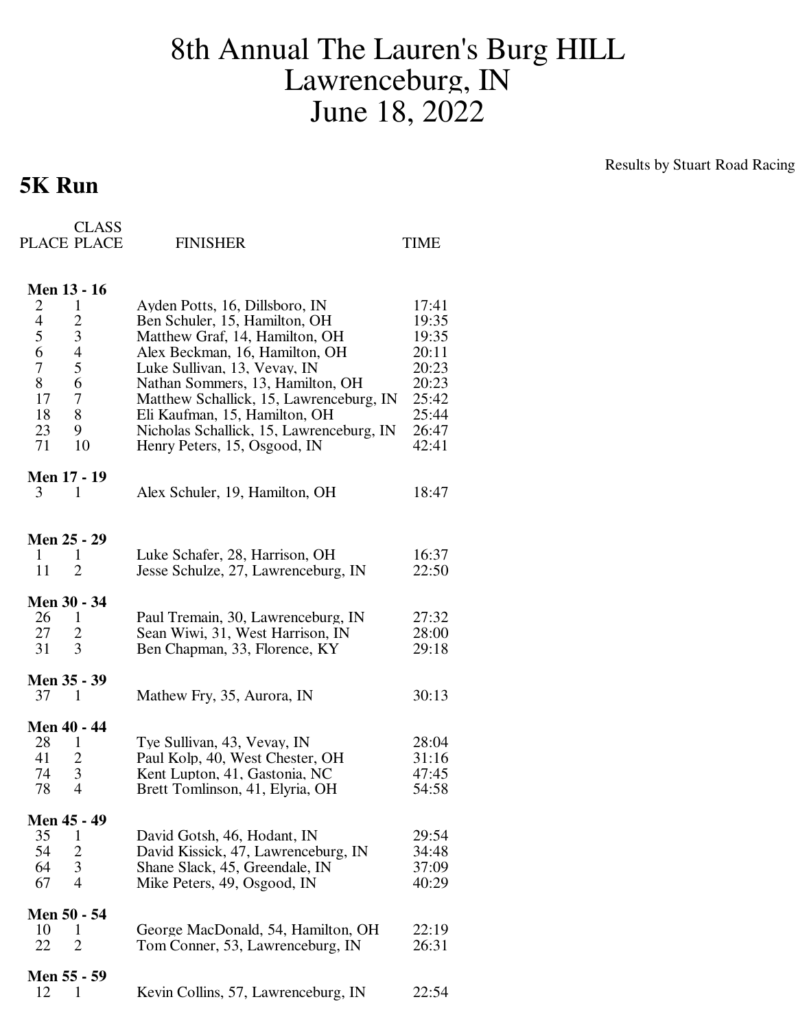# 8th Annual The Lauren's Burg HILL
# Lawrenceburg, IN
# June 18, 2022

Results by Stuart Road Racing

## 5K Run

| PLACE | CLASS PLACE | FINISHER | TIME |
|---|---|---|---|
| **Men 13 - 16** | | | |
| 2 | 1 | Ayden Potts, 16, Dillsboro, IN | 17:41 |
| 4 | 2 | Ben Schuler, 15, Hamilton, OH | 19:35 |
| 5 | 3 | Matthew Graf, 14, Hamilton, OH | 19:35 |
| 6 | 4 | Alex Beckman, 16, Hamilton, OH | 20:11 |
| 7 | 5 | Luke Sullivan, 13, Vevay, IN | 20:23 |
| 8 | 6 | Nathan Sommers, 13, Hamilton, OH | 20:23 |
| 17 | 7 | Matthew Schallick, 15, Lawrenceburg, IN | 25:42 |
| 18 | 8 | Eli Kaufman, 15, Hamilton, OH | 25:44 |
| 23 | 9 | Nicholas Schallick, 15, Lawrenceburg, IN | 26:47 |
| 71 | 10 | Henry Peters, 15, Osgood, IN | 42:41 |
| **Men 17 - 19** | | | |
| 3 | 1 | Alex Schuler, 19, Hamilton, OH | 18:47 |
| **Men 25 - 29** | | | |
| 1 | 1 | Luke Schafer, 28, Harrison, OH | 16:37 |
| 11 | 2 | Jesse Schulze, 27, Lawrenceburg, IN | 22:50 |
| **Men 30 - 34** | | | |
| 26 | 1 | Paul Tremain, 30, Lawrenceburg, IN | 27:32 |
| 27 | 2 | Sean Wiwi, 31, West Harrison, IN | 28:00 |
| 31 | 3 | Ben Chapman, 33, Florence, KY | 29:18 |
| **Men 35 - 39** | | | |
| 37 | 1 | Mathew Fry, 35, Aurora, IN | 30:13 |
| **Men 40 - 44** | | | |
| 28 | 1 | Tye Sullivan, 43, Vevay, IN | 28:04 |
| 41 | 2 | Paul Kolp, 40, West Chester, OH | 31:16 |
| 74 | 3 | Kent Lupton, 41, Gastonia, NC | 47:45 |
| 78 | 4 | Brett Tomlinson, 41, Elyria, OH | 54:58 |
| **Men 45 - 49** | | | |
| 35 | 1 | David Gotsh, 46, Hodant, IN | 29:54 |
| 54 | 2 | David Kissick, 47, Lawrenceburg, IN | 34:48 |
| 64 | 3 | Shane Slack, 45, Greendale, IN | 37:09 |
| 67 | 4 | Mike Peters, 49, Osgood, IN | 40:29 |
| **Men 50 - 54** | | | |
| 10 | 1 | George MacDonald, 54, Hamilton, OH | 22:19 |
| 22 | 2 | Tom Conner, 53, Lawrenceburg, IN | 26:31 |
| **Men 55 - 59** | | | |
| 12 | 1 | Kevin Collins, 57, Lawrenceburg, IN | 22:54 |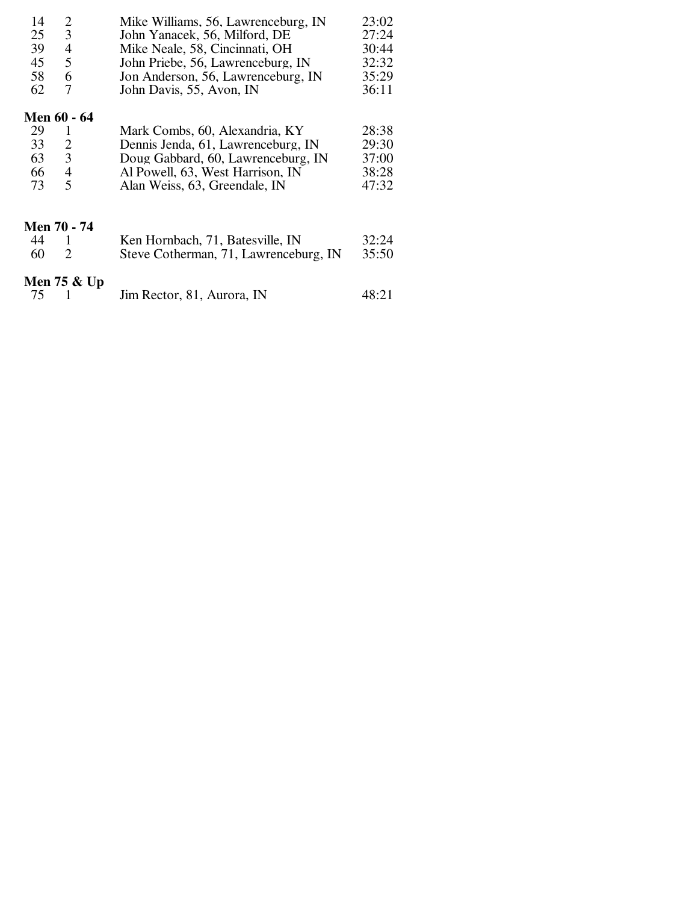| | | | |
|---|---|---|---|
| 14 | 2 | Mike Williams, 56, Lawrenceburg, IN | 23:02 |
| 25 | 3 | John Yanacek, 56, Milford, DE | 27:24 |
| 39 | 4 | Mike Neale, 58, Cincinnati, OH | 30:44 |
| 45 | 5 | John Priebe, 56, Lawrenceburg, IN | 32:32 |
| 58 | 6 | Jon Anderson, 56, Lawrenceburg, IN | 35:29 |
| 62 | 7 | John Davis, 55, Avon, IN | 36:11 |

**Men 60 - 64**

| | | | |
|---|---|---|---|
| 29 | 1 | Mark Combs, 60, Alexandria, KY | 28:38 |
| 33 | 2 | Dennis Jenda, 61, Lawrenceburg, IN | 29:30 |
| 63 | 3 | Doug Gabbard, 60, Lawrenceburg, IN | 37:00 |
| 66 | 4 | Al Powell, 63, West Harrison, IN | 38:28 |
| 73 | 5 | Alan Weiss, 63, Greendale, IN | 47:32 |

**Men 70 - 74**

| | | | |
|---|---|---|---|
| 44 | 1 | Ken Hornbach, 71, Batesville, IN | 32:24 |
| 60 | 2 | Steve Cotherman, 71, Lawrenceburg, IN | 35:50 |

**Men 75 & Up**

| | | | |
|---|---|---|---|
| 75 | 1 | Jim Rector, 81, Aurora, IN | 48:21 |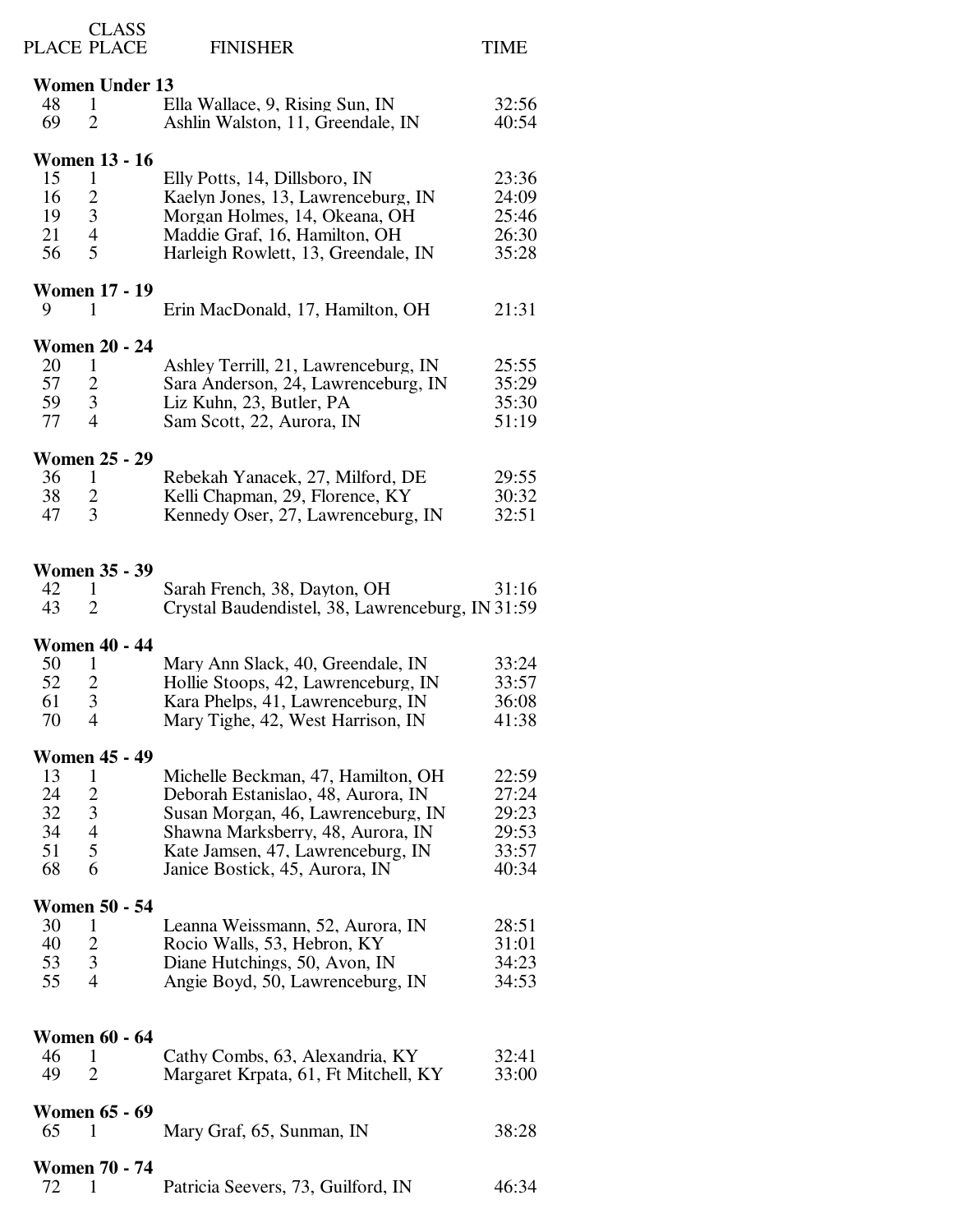| PLACE | CLASS PLACE | FINISHER | TIME |
|---|---|---|---|
| **Women Under 13** | | | |
| 48 | 1 | Ella Wallace, 9, Rising Sun, IN | 32:56 |
| 69 | 2 | Ashlin Walston, 11, Greendale, IN | 40:54 |
| **Women 13 - 16** | | | |
| 15 | 1 | Elly Potts, 14, Dillsboro, IN | 23:36 |
| 16 | 2 | Kaelyn Jones, 13, Lawrenceburg, IN | 24:09 |
| 19 | 3 | Morgan Holmes, 14, Okeana, OH | 25:46 |
| 21 | 4 | Maddie Graf, 16, Hamilton, OH | 26:30 |
| 56 | 5 | Harleigh Rowlett, 13, Greendale, IN | 35:28 |
| **Women 17 - 19** | | | |
| 9 | 1 | Erin MacDonald, 17, Hamilton, OH | 21:31 |
| **Women 20 - 24** | | | |
| 20 | 1 | Ashley Terrill, 21, Lawrenceburg, IN | 25:55 |
| 57 | 2 | Sara Anderson, 24, Lawrenceburg, IN | 35:29 |
| 59 | 3 | Liz Kuhn, 23, Butler, PA | 35:30 |
| 77 | 4 | Sam Scott, 22, Aurora, IN | 51:19 |
| **Women 25 - 29** | | | |
| 36 | 1 | Rebekah Yanacek, 27, Milford, DE | 29:55 |
| 38 | 2 | Kelli Chapman, 29, Florence, KY | 30:32 |
| 47 | 3 | Kennedy Oser, 27, Lawrenceburg, IN | 32:51 |
| **Women 35 - 39** | | | |
| 42 | 1 | Sarah French, 38, Dayton, OH | 31:16 |
| 43 | 2 | Crystal Baudendistel, 38, Lawrenceburg, IN | 31:59 |
| **Women 40 - 44** | | | |
| 50 | 1 | Mary Ann Slack, 40, Greendale, IN | 33:24 |
| 52 | 2 | Hollie Stoops, 42, Lawrenceburg, IN | 33:57 |
| 61 | 3 | Kara Phelps, 41, Lawrenceburg, IN | 36:08 |
| 70 | 4 | Mary Tighe, 42, West Harrison, IN | 41:38 |
| **Women 45 - 49** | | | |
| 13 | 1 | Michelle Beckman, 47, Hamilton, OH | 22:59 |
| 24 | 2 | Deborah Estanislao, 48, Aurora, IN | 27:24 |
| 32 | 3 | Susan Morgan, 46, Lawrenceburg, IN | 29:23 |
| 34 | 4 | Shawna Marksberry, 48, Aurora, IN | 29:53 |
| 51 | 5 | Kate Jamsen, 47, Lawrenceburg, IN | 33:57 |
| 68 | 6 | Janice Bostick, 45, Aurora, IN | 40:34 |
| **Women 50 - 54** | | | |
| 30 | 1 | Leanna Weissmann, 52, Aurora, IN | 28:51 |
| 40 | 2 | Rocio Walls, 53, Hebron, KY | 31:01 |
| 53 | 3 | Diane Hutchings, 50, Avon, IN | 34:23 |
| 55 | 4 | Angie Boyd, 50, Lawrenceburg, IN | 34:53 |
| **Women 60 - 64** | | | |
| 46 | 1 | Cathy Combs, 63, Alexandria, KY | 32:41 |
| 49 | 2 | Margaret Krpata, 61, Ft Mitchell, KY | 33:00 |
| **Women 65 - 69** | | | |
| 65 | 1 | Mary Graf, 65, Sunman, IN | 38:28 |
| **Women 70 - 74** | | | |
| 72 | 1 | Patricia Seevers, 73, Guilford, IN | 46:34 |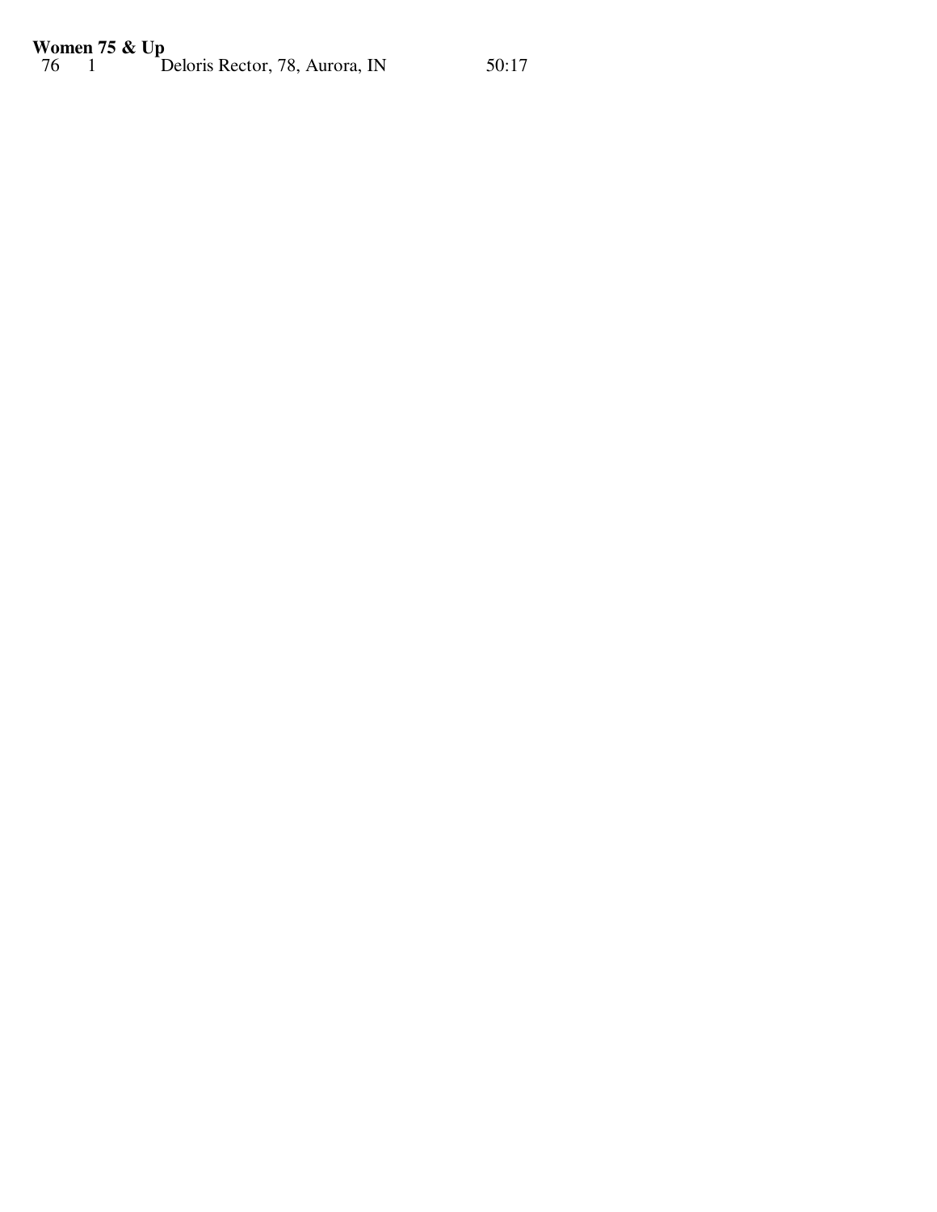**Women 75 & Up**

| | | | |
|---|---|---|---|
| 76 | 1 | Deloris Rector, 78, Aurora, IN | 50:17 |